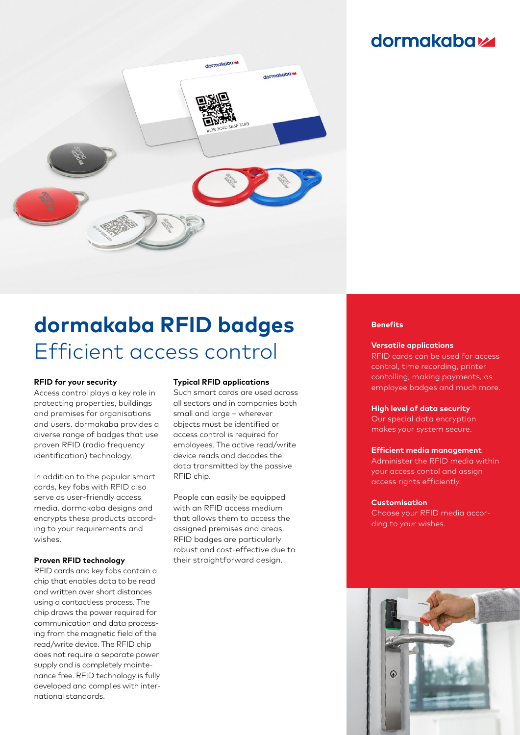# dormakaba RFID badges
## Efficient access control

### RFID for your security

Access control plays a key role in protecting properties, buildings and premises for organisations and users. dormakaba provides a diverse range of badges that use proven RFID (radio frequency identification) technology.

In addition to the popular smart cards, key fobs with RFID also serve as user-friendly access media. dormakaba designs and encrypts these products according to your requirements and wishes.

### Proven RFID technology

RFID cards and key fobs contain a chip that enables data to be read and written over short distances using a contactless process. The chip draws the power required for communication and data processing from the magnetic field of the read/write device. The RFID chip does not require a separate power supply and is completely maintenance free. RFID technology is fully developed and complies with international standards.

### Typical RFID applications

Such smart cards are used across all sectors and in companies both small and large – wherever objects must be identified or access control is required for employees. The active read/write device reads and decodes the data transmitted by the passive RFID chip.

People can easily be equipped with an RFID access medium that allows them to access the assigned premises and areas. RFID badges are particularly robust and cost-effective due to their straightforward design.

### Benefits

**Versatile applications**
RFID cards can be used for access control, time recording, printer contolling, making payments, as employee badges and much more.

**High level of data security**
Our special data encryption makes your system secure.

**Efficient media management**
Administer the RFID media within your access contol and assign access rights efficiently.

**Customisation**
Choose your RFID media according to your wishes.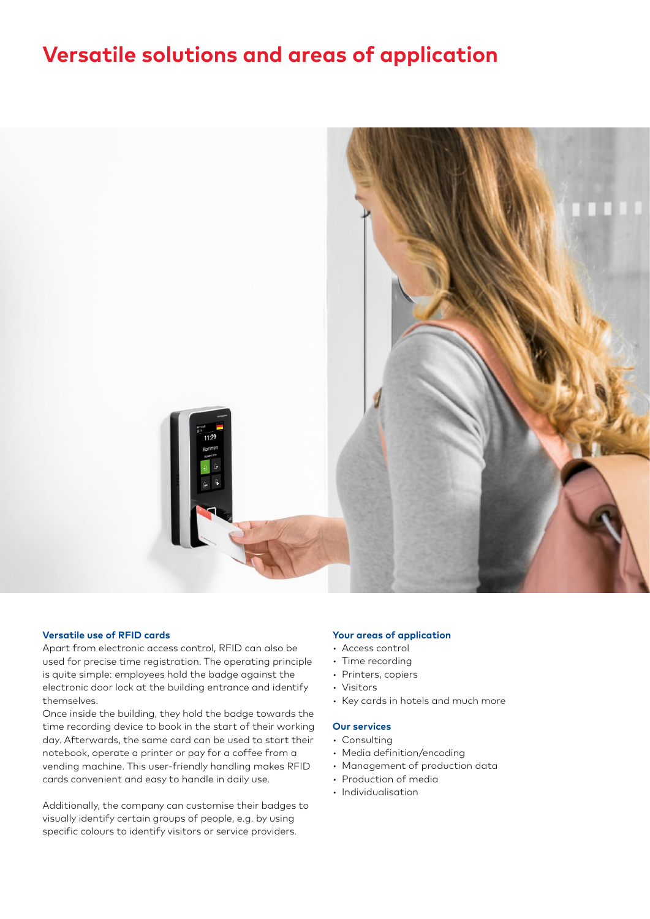# Versatile solutions and areas of application

### Versatile use of RFID cards

Apart from electronic access control, RFID can also be used for precise time registration. The operating principle is quite simple: employees hold the badge against the electronic door lock at the building entrance and identify themselves.
Once inside the building, they hold the badge towards the time recording device to book in the start of their working day. Afterwards, the same card can be used to start their notebook, operate a printer or pay for a coffee from a vending machine. This user-friendly handling makes RFID cards convenient and easy to handle in daily use.

Additionally, the company can customise their badges to visually identify certain groups of people, e.g. by using specific colours to identify visitors or service providers.

### Your areas of application

- Access control
- Time recording
- Printers, copiers
- Visitors
- Key cards in hotels and much more

### Our services

- Consulting
- Media definition/encoding
- Management of production data
- Production of media
- Individualisation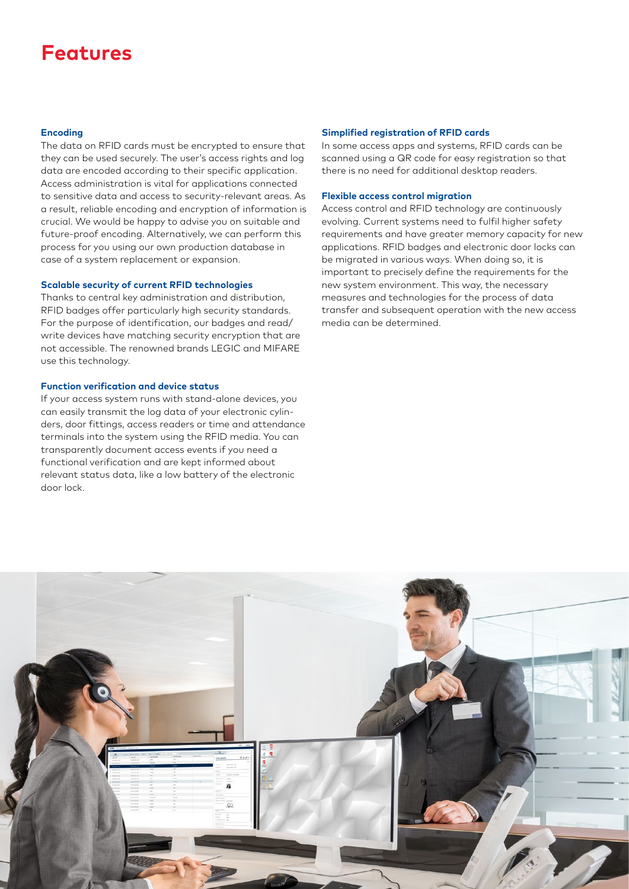# Features

### Encoding

The data on RFID cards must be encrypted to ensure that they can be used securely. The user's access rights and log data are encoded according to their specific application. Access administration is vital for applications connected to sensitive data and access to security-relevant areas. As a result, reliable encoding and encryption of information is crucial. We would be happy to advise you on suitable and future-proof encoding. Alternatively, we can perform this process for you using our own production database in case of a system replacement or expansion.

### Scalable security of current RFID technologies

Thanks to central key administration and distribution, RFID badges offer particularly high security standards. For the purpose of identification, our badges and read/write devices have matching security encryption that are not accessible. The renowned brands LEGIC and MIFARE use this technology.

### Function verification and device status

If your access system runs with stand-alone devices, you can easily transmit the log data of your electronic cylinders, door fittings, access readers or time and attendance terminals into the system using the RFID media. You can transparently document access events if you need a functional verification and are kept informed about relevant status data, like a low battery of the electronic door lock.

### Simplified registration of RFID cards

In some access apps and systems, RFID cards can be scanned using a QR code for easy registration so that there is no need for additional desktop readers.

### Flexible access control migration

Access control and RFID technology are continuously evolving. Current systems need to fulfil higher safety requirements and have greater memory capacity for new applications. RFID badges and electronic door locks can be migrated in various ways. When doing so, it is important to precisely define the requirements for the new system environment. This way, the necessary measures and technologies for the process of data transfer and subsequent operation with the new access media can be determined.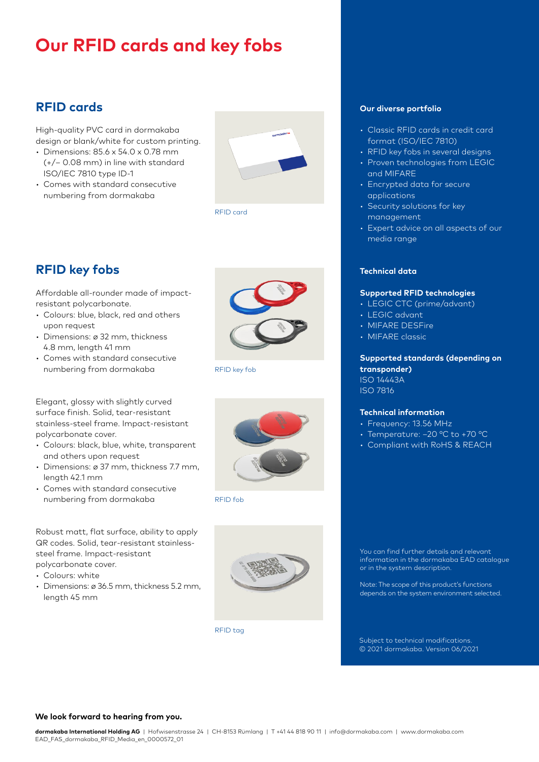# Our RFID cards and key fobs

## RFID cards

High-quality PVC card in dormakaba design or blank/white for custom printing.

- Dimensions: 85.6 x 54.0 x 0.78 mm (+/– 0.08 mm) in line with standard ISO/IEC 7810 type ID-1
- Comes with standard consecutive numbering from dormakaba

RFID card

## RFID key fobs

Affordable all-rounder made of impact-resistant polycarbonate.

- Colours: blue, black, red and others upon request
- Dimensions: ø 32 mm, thickness 4.8 mm, length 41 mm
- Comes with standard consecutive numbering from dormakaba

RFID key fob

Elegant, glossy with slightly curved surface finish. Solid, tear-resistant stainless-steel frame. Impact-resistant polycarbonate cover.

- Colours: black, blue, white, transparent and others upon request
- Dimensions: ø 37 mm, thickness 7.7 mm, length 42.1 mm
- Comes with standard consecutive numbering from dormakaba

RFID fob

Robust matt, flat surface, ability to apply QR codes. Solid, tear-resistant stainless-steel frame. Impact-resistant polycarbonate cover.

- Colours: white
- Dimensions: ø 36.5 mm, thickness 5.2 mm, length 45 mm

RFID tag

### Our diverse portfolio

- Classic RFID cards in credit card format (ISO/IEC 7810)
- RFID key fobs in several designs
- Proven technologies from LEGIC and MIFARE
- Encrypted data for secure applications
- Security solutions for key management
- Expert advice on all aspects of our media range

### Technical data

**Supported RFID technologies**

- LEGIC CTC (prime/advant)
- LEGIC advant
- MIFARE DESFire
- MIFARE classic

**Supported standards (depending on transponder)**

ISO 14443A
ISO 7816

**Technical information**

- Frequency: 13.56 MHz
- Temperature: –20 °C to +70 °C
- Compliant with RoHS & REACH

You can find further details and relevant information in the dormakaba EAD catalogue or in the system description.

Note: The scope of this product's functions depends on the system environment selected.

Subject to technical modifications.
© 2021 dormakaba. Version 06/2021

**We look forward to hearing from you.**

**dormakaba International Holding AG** | Hofwisenstrasse 24 | CH-8153 Rümlang | T +41 44 818 90 11 | info@dormakaba.com | www.dormakaba.com
EAD_FAS_dormakaba_RFID_Media_en_0000572_01